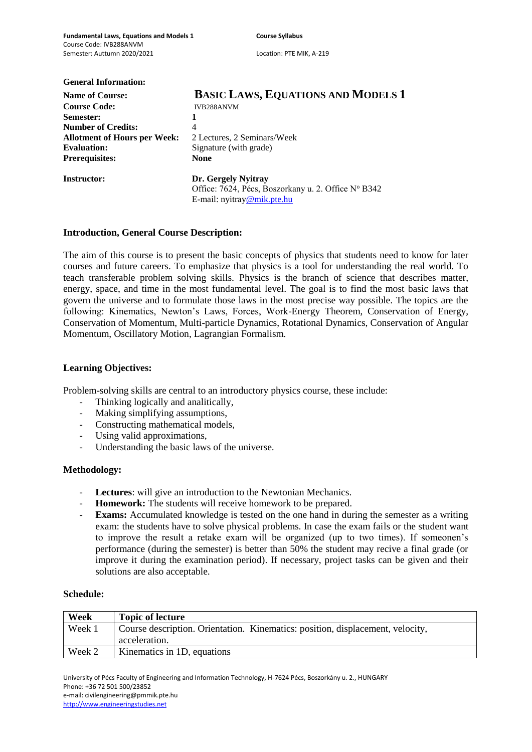**General Information:**

| | |
|---|---|
| **Name of Course:** | **BASIC LAWS, EQUATIONS AND MODELS 1** |
| **Course Code:** | IVB288ANVM |
| **Semester:** | **1** |
| **Number of Credits:** | 4 |
| **Allotment of Hours per Week:** | 2 Lectures, 2 Seminars/Week |
| **Evaluation:** | Signature (with grade) |
| **Prerequisites:** | **None** |
| **Instructor:** | **Dr. Gergely Nyitray**<br>Office: 7624, Pécs, Boszorkany u. 2. Office Nº B342<br>E-mail: nyitray@mik.pte.hu |

**Introduction, General Course Description:**

The aim of this course is to present the basic concepts of physics that students need to know for later courses and future careers. To emphasize that physics is a tool for understanding the real world. To teach transferable problem solving skills. Physics is the branch of science that describes matter, energy, space, and time in the most fundamental level. The goal is to find the most basic laws that govern the universe and to formulate those laws in the most precise way possible. The topics are the following: Kinematics, Newton's Laws, Forces, Work-Energy Theorem, Conservation of Energy, Conservation of Momentum, Multi-particle Dynamics, Rotational Dynamics, Conservation of Angular Momentum, Oscillatory Motion, Lagrangian Formalism.

**Learning Objectives:**

Problem-solving skills are central to an introductory physics course, these include:

- Thinking logically and analitically,
- Making simplifying assumptions,
- Constructing mathematical models,
- Using valid approximations,
- Understanding the basic laws of the universe.

**Methodology:**

- **Lectures**: will give an introduction to the Newtonian Mechanics.
- **Homework:** The students will receive homework to be prepared.
- **Exams:** Accumulated knowledge is tested on the one hand in during the semester as a writing exam: the students have to solve physical problems. In case the exam fails or the student want to improve the result a retake exam will be organized (up to two times). If someonen's performance (during the semester) is better than 50% the student may recive a final grade (or improve it during the examination period). If necessary, project tasks can be given and their solutions are also acceptable.

**Schedule:**

| Week | Topic of lecture |
|---|---|
| Week 1 | Course description. Orientation. Kinematics: position, displacement, velocity, acceleration. |
| Week 2 | Kinematics in 1D, equations |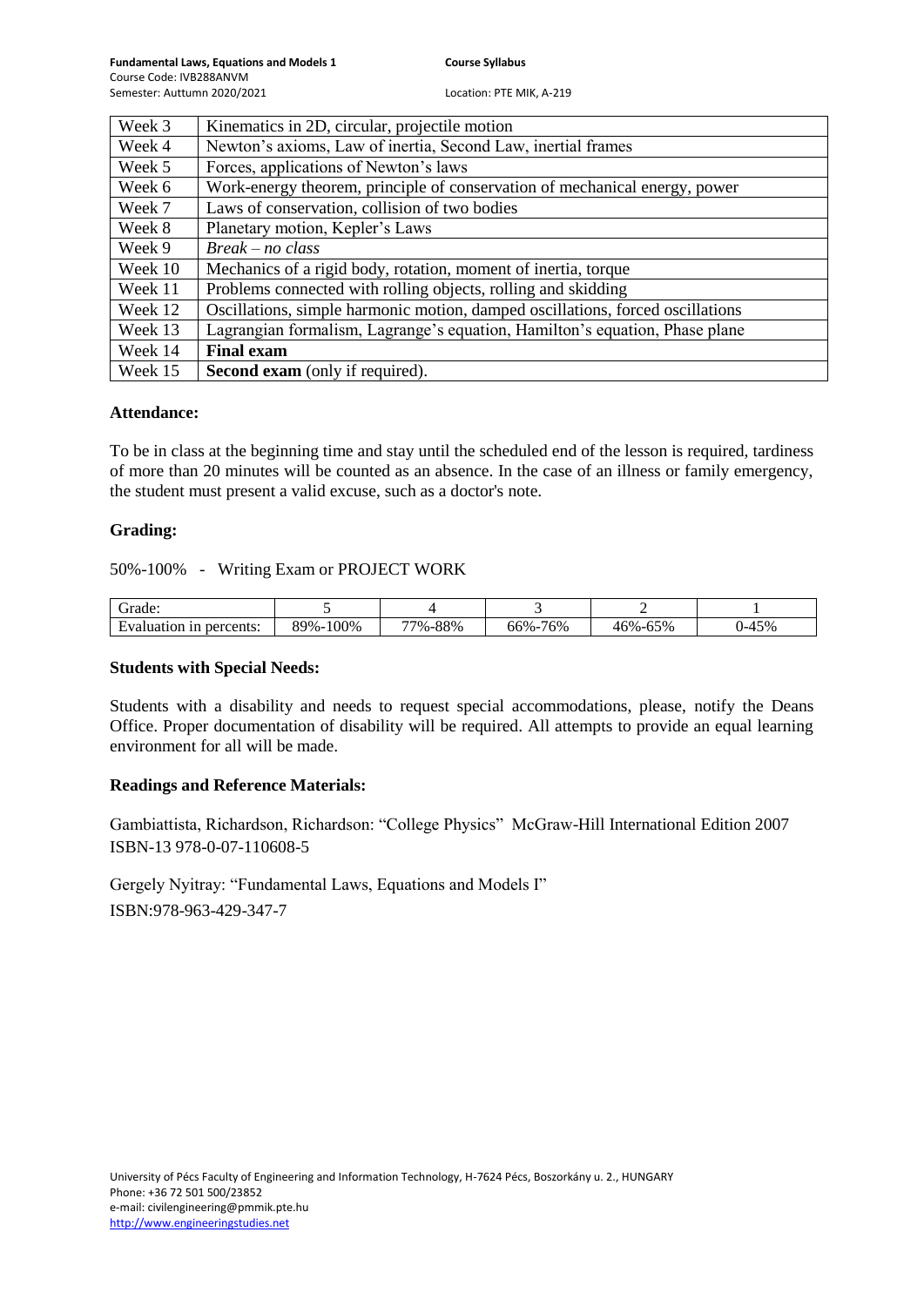| | |
|---|---|
| Week 3 | Kinematics in 2D, circular, projectile motion |
| Week 4 | Newton's axioms, Law of inertia, Second Law, inertial frames |
| Week 5 | Forces, applications of Newton's laws |
| Week 6 | Work-energy theorem, principle of conservation of mechanical energy, power |
| Week 7 | Laws of conservation, collision of two bodies |
| Week 8 | Planetary motion, Kepler's Laws |
| Week 9 | *Break – no class* |
| Week 10 | Mechanics of a rigid body, rotation, moment of inertia, torque |
| Week 11 | Problems connected with rolling objects, rolling and skidding |
| Week 12 | Oscillations, simple harmonic motion, damped oscillations, forced oscillations |
| Week 13 | Lagrangian formalism, Lagrange's equation, Hamilton's equation, Phase plane |
| Week 14 | **Final exam** |
| Week 15 | **Second exam** (only if required). |

**Attendance:**

To be in class at the beginning time and stay until the scheduled end of the lesson is required, tardiness of more than 20 minutes will be counted as an absence. In the case of an illness or family emergency, the student must present a valid excuse, such as a doctor's note.

**Grading:**

50%-100% - Writing Exam or PROJECT WORK

| Grade: | 5 | 4 | 3 | 2 | 1 |
|---|---|---|---|---|---|
| Evaluation in percents: | 89%-100% | 77%-88% | 66%-76% | 46%-65% | 0-45% |

**Students with Special Needs:**

Students with a disability and needs to request special accommodations, please, notify the Deans Office. Proper documentation of disability will be required. All attempts to provide an equal learning environment for all will be made.

**Readings and Reference Materials:**

Gambiattista, Richardson, Richardson: "College Physics" McGraw-Hill International Edition 2007 ISBN-13 978-0-07-110608-5

Gergely Nyitray: "Fundamental Laws, Equations and Models I"
ISBN:978-963-429-347-7